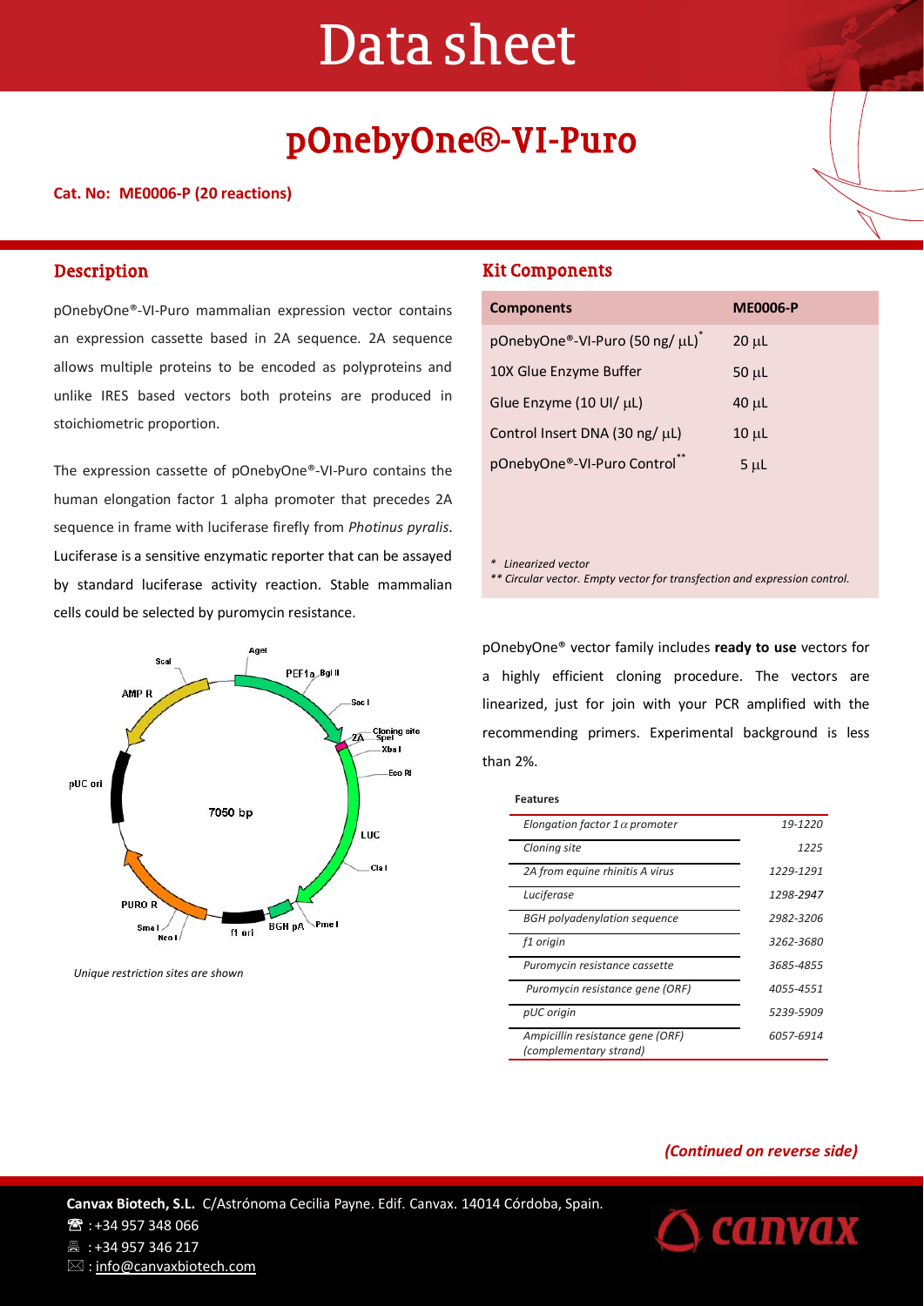# Data sheet

## pOnebyOne®-VI-Puro

**Cat. No: ME0006-P (20 reactions)**

## Description

pOnebyOne®-VI-Puro mammalian expression vector contains an expression cassette based in 2A sequence. 2A sequence allows multiple proteins to be encoded as polyproteins and unlike IRES based vectors both proteins are produced in stoichiometric proportion.

The expression cassette of pOnebyOne®-VI-Puro contains the human elongation factor 1 alpha promoter that precedes 2A sequence in frame with luciferase firefly from *Photinus pyralis*. Luciferase is a sensitive enzymatic reporter that can be assayed by standard luciferase activity reaction. Stable mammalian cells could be selected by puromycin resistance.

*Unique restriction sites are shown*

## Kit Components

| Components | ME0006-P |
|---|---|
| pOnebyOne®-VI-Puro (50 ng/ µL)* | 20 µL |
| 10X Glue Enzyme Buffer | 50 µL |
| Glue Enzyme (10 UI/ µL) | 40 µL |
| Control Insert DNA (30 ng/ µL) | 10 µL |
| pOnebyOne®-VI-Puro Control** | 5 µL |

*\* Linearized vector*
*\*\* Circular vector. Empty vector for transfection and expression control.*

pOnebyOne® vector family includes **ready to use** vectors for a highly efficient cloning procedure. The vectors are linearized, just for join with your PCR amplified with the recommending primers. Experimental background is less than 2%.

**Features**

| | |
|---|---|
| *Elongation factor 1 α promoter* | *19-1220* |
| *Cloning site* | *1225* |
| *2A from equine rhinitis A virus* | *1229-1291* |
| *Luciferase* | *1298-2947* |
| *BGH polyadenylation sequence* | *2982-3206* |
| *f1 origin* | *3262-3680* |
| *Puromycin resistance cassette* | *3685-4855* |
| *Puromycin resistance gene (ORF)* | *4055-4551* |
| *pUC origin* | *5239-5909* |
| *Ampicillin resistance gene (ORF) (complementary strand)* | *6057-6914* |

***(Continued on reverse side)***

**Canvax Biotech, S.L.** C/Astrónoma Cecilia Payne. Edif. Canvax. 14014 Córdoba, Spain.
☎ : +34 957 348 066
🖷 : +34 957 346 217
✉ : info@canvaxbiotech.com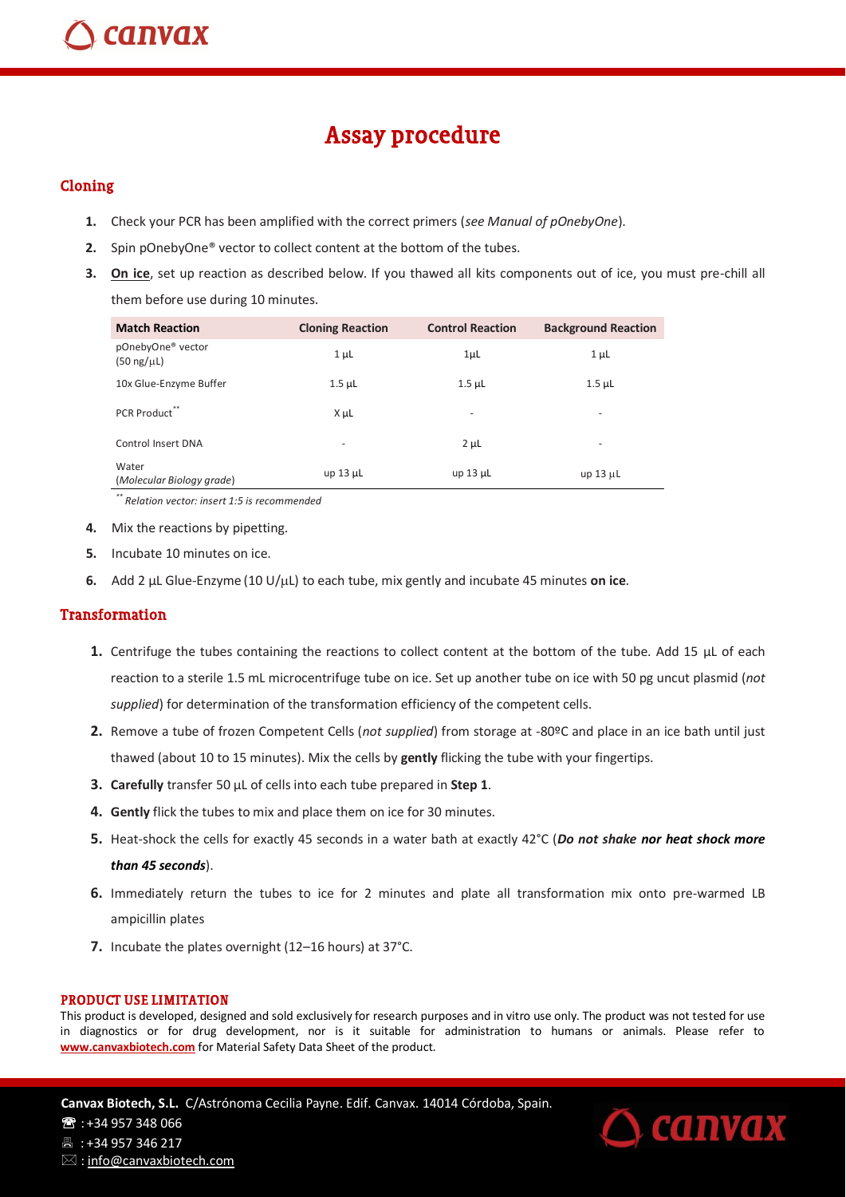# Assay procedure

## Cloning

1. Check your PCR has been amplified with the correct primers (*see Manual of pOnebyOne*).
2. Spin pOnebyOne® vector to collect content at the bottom of the tubes.
3. **On ice**, set up reaction as described below. If you thawed all kits components out of ice, you must pre-chill all them before use during 10 minutes.

| Match Reaction | Cloning Reaction | Control Reaction | Background Reaction |
|---|---|---|---|
| pOnebyOne® vector (50 ng/μL) | 1 μL | 1μL | 1 μL |
| 10x Glue-Enzyme Buffer | 1.5 μL | 1.5 μL | 1.5 μL |
| PCR Product** | X μL | - | - |
| Control Insert DNA | - | 2 μL | - |
| Water (*Molecular Biology grade*) | up 13 μL | up 13 μL | up 13 μL |

*** Relation vector: insert 1:5 is recommended*

4. Mix the reactions by pipetting.
5. Incubate 10 minutes on ice.
6. Add 2 μL Glue-Enzyme (10 U/μL) to each tube, mix gently and incubate 45 minutes **on ice**.

## Transformation

1. Centrifuge the tubes containing the reactions to collect content at the bottom of the tube. Add 15 μL of each reaction to a sterile 1.5 mL microcentrifuge tube on ice. Set up another tube on ice with 50 pg uncut plasmid (*not supplied*) for determination of the transformation efficiency of the competent cells.
2. Remove a tube of frozen Competent Cells (*not supplied*) from storage at -80ºC and place in an ice bath until just thawed (about 10 to 15 minutes). Mix the cells by **gently** flicking the tube with your fingertips.
3. **Carefully** transfer 50 μL of cells into each tube prepared in **Step 1**.
4. **Gently** flick the tubes to mix and place them on ice for 30 minutes.
5. Heat-shock the cells for exactly 45 seconds in a water bath at exactly 42°C (***Do not shake nor heat shock more than 45 seconds***).
6. Immediately return the tubes to ice for 2 minutes and plate all transformation mix onto pre-warmed LB ampicillin plates
7. Incubate the plates overnight (12–16 hours) at 37°C.

### PRODUCT USE LIMITATION

This product is developed, designed and sold exclusively for research purposes and in vitro use only. The product was not tested for use in diagnostics or for drug development, nor is it suitable for administration to humans or animals. Please refer to **www.canvaxbiotech.com** for Material Safety Data Sheet of the product.

**Canvax Biotech, S.L.** C/Astrónoma Cecilia Payne. Edif. Canvax. 14014 Córdoba, Spain.

☎ : +34 957 348 066

🖷 : +34 957 346 217

✉ : info@canvaxbiotech.com